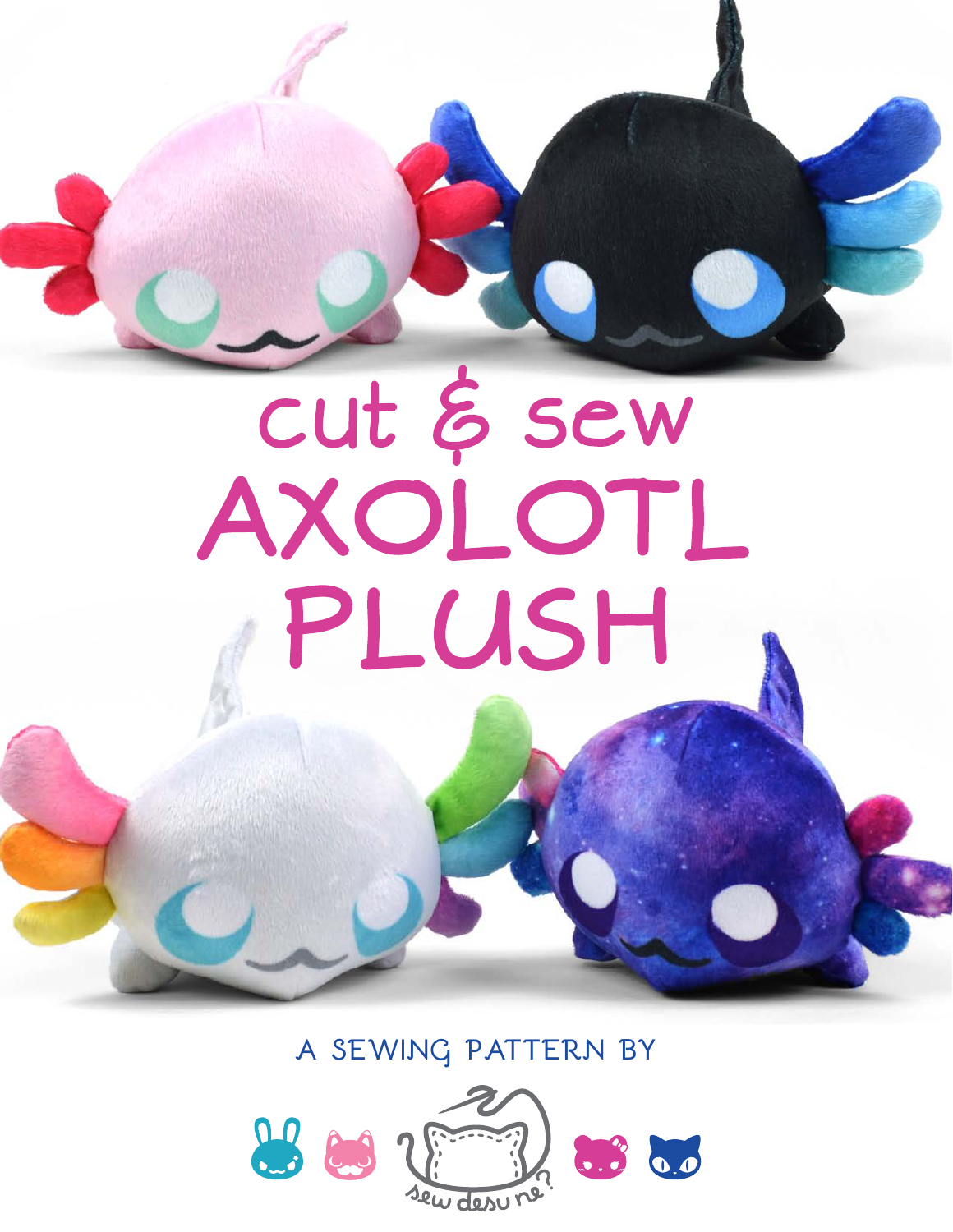# cut & sew AXOLOTL PLUSH

A SEWING PATTERN BY

sew desu ne?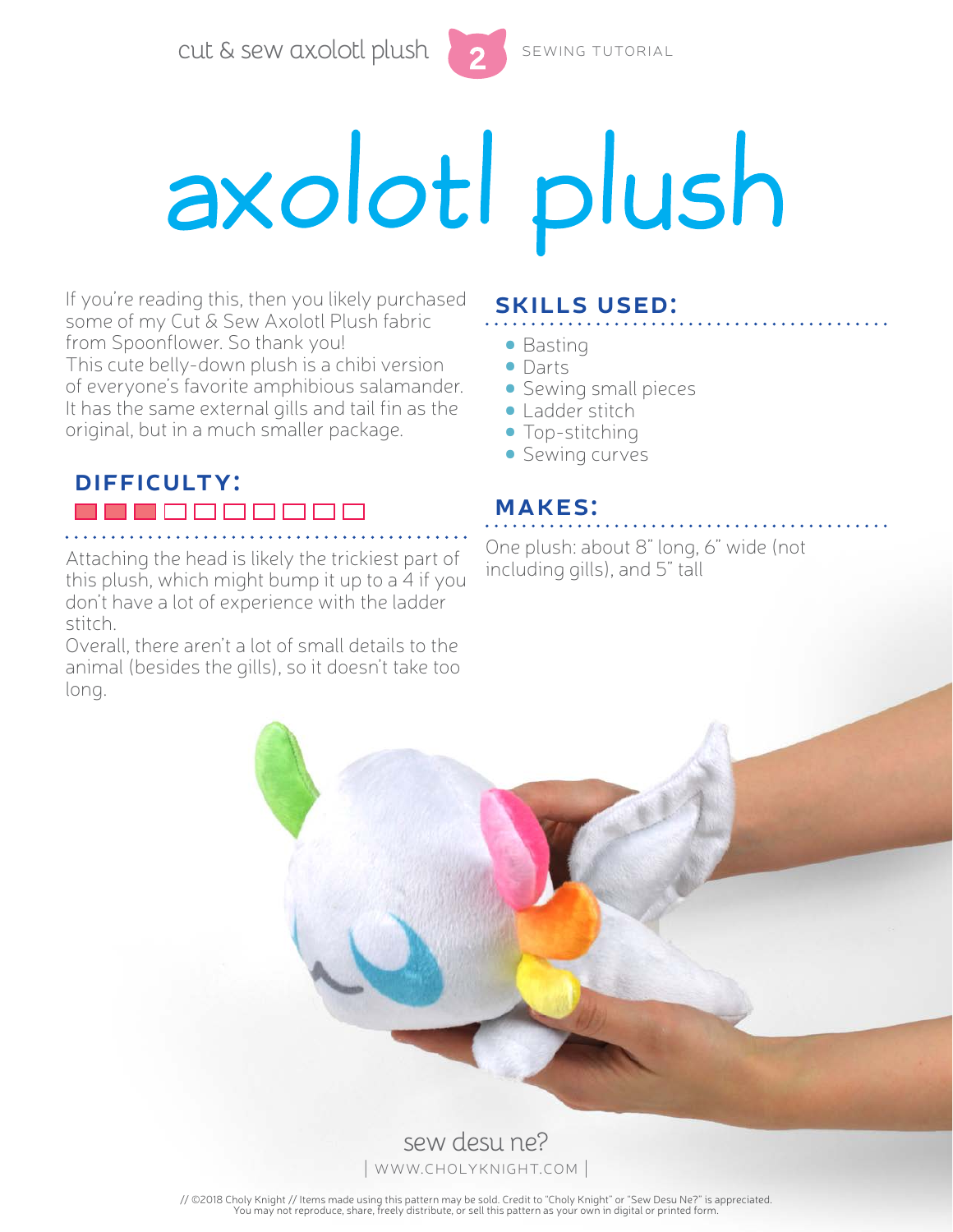# axolotl plush

If you're reading this, then you likely purchased some of my Cut & Sew Axolotl Plush fabric from Spoonflower. So thank you!
This cute belly-down plush is a chibi version of everyone's favorite amphibious salamander. It has the same external gills and tail fin as the original, but in a much smaller package.

## DIFFICULTY:

■■■□□□□□□□

Attaching the head is likely the trickiest part of this plush, which might bump it up to a 4 if you don't have a lot of experience with the ladder stitch.
Overall, there aren't a lot of small details to the animal (besides the gills), so it doesn't take too long.

## SKILLS USED:

- Basting
- Darts
- Sewing small pieces
- Ladder stitch
- Top-stitching
- Sewing curves

## MAKES:

One plush: about 8" long, 6" wide (not including gills), and 5" tall

sew desu ne?
| WWW.CHOLYKNIGHT.COM |

// ©2018 Choly Knight // Items made using this pattern may be sold. Credit to "Choly Knight" or "Sew Desu Ne?" is appreciated. You may not reproduce, share, freely distribute, or sell this pattern as your own in digital or printed form.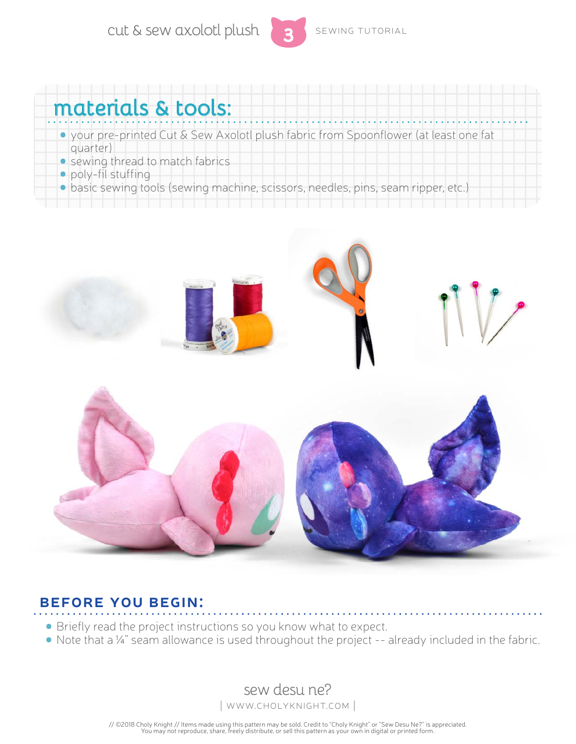## materials & tools:

- your pre-printed Cut & Sew Axolotl plush fabric from Spoonflower (at least one fat quarter)
- sewing thread to match fabrics
- poly-fil stuffing
- basic sewing tools (sewing machine, scissors, needles, pins, seam ripper, etc.)

## BEFORE YOU BEGIN:

- Briefly read the project instructions so you know what to expect.
- Note that a ¼" seam allowance is used throughout the project -- already included in the fabric.

sew desu ne?

| WWW.CHOLYKNIGHT.COM |

// ©2018 Choly Knight // Items made using this pattern may be sold. Credit to "Choly Knight" or "Sew Desu Ne?" is appreciated. You may not reproduce, share, freely distribute, or sell this pattern as your own in digital or printed form.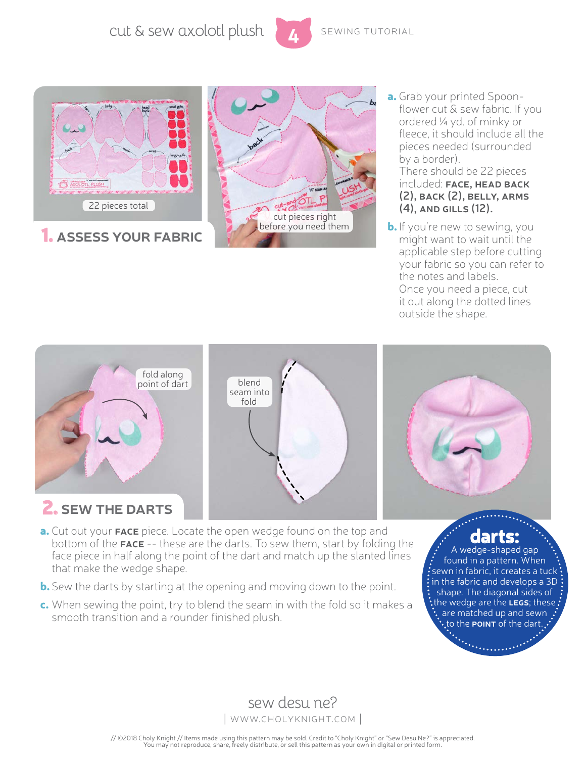## 1. ASSESS YOUR FABRIC

22 pieces total

cut pieces right before you need them

**a.** Grab your printed Spoonflower cut & sew fabric. If you ordered ¼ yd. of minky or fleece, it should include all the pieces needed (surrounded by a border). There should be 22 pieces included: **FACE, HEAD BACK (2), BACK (2), BELLY, ARMS (4), AND GILLS (12).**

**b.** If you're new to sewing, you might want to wait until the applicable step before cutting your fabric so you can refer to the notes and labels. Once you need a piece, cut it out along the dotted lines outside the shape.

## 2. SEW THE DARTS

fold along point of dart

blend seam into fold

**a.** Cut out your **FACE** piece. Locate the open wedge found on the top and bottom of the **FACE** -- these are the darts. To sew them, start by folding the face piece in half along the point of the dart and match up the slanted lines that make the wedge shape.

**b.** Sew the darts by starting at the opening and moving down to the point.

**c.** When sewing the point, try to blend the seam in with the fold so it makes a smooth transition and a rounder finished plush.

**darts:** A wedge-shaped gap found in a pattern. When sewn in fabric, it creates a tuck in the fabric and develops a 3D shape. The diagonal sides of the wedge are the **LEGS**; these are matched up and sewn to the **POINT** of the dart.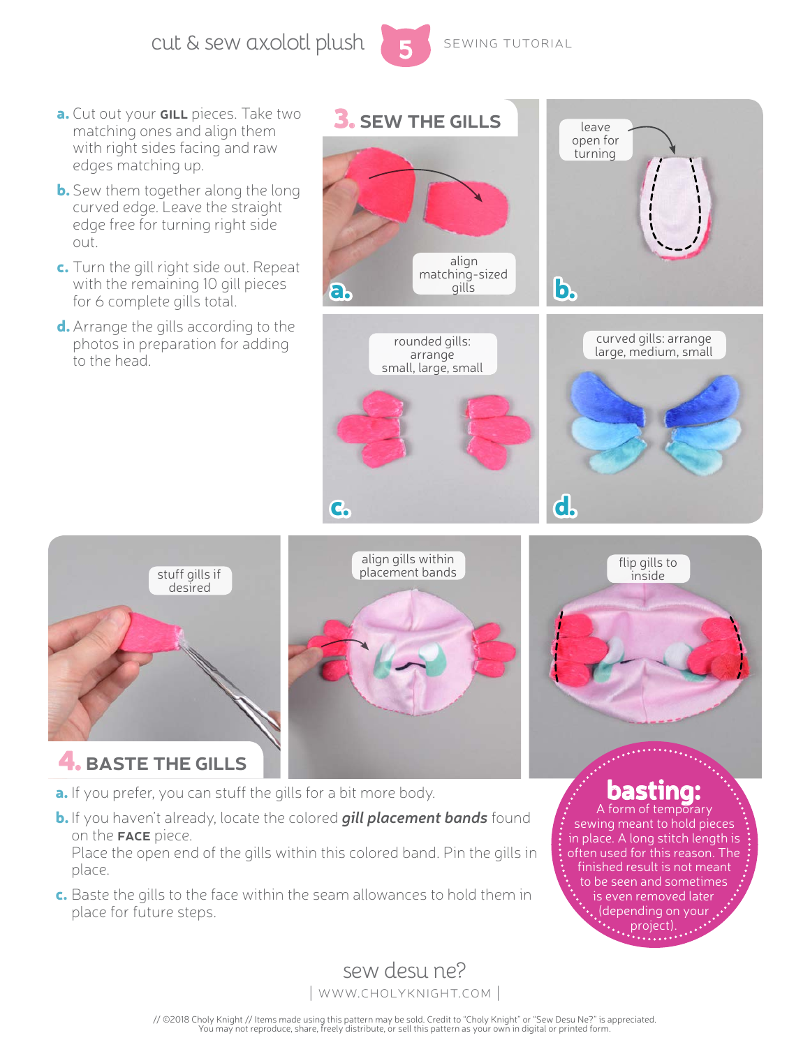## 3. SEW THE GILLS

**a.** Cut out your **GILL** pieces. Take two matching ones and align them with right sides facing and raw edges matching up.

**b.** Sew them together along the long curved edge. Leave the straight edge free for turning right side out.

**c.** Turn the gill right side out. Repeat with the remaining 10 gill pieces for 6 complete gills total.

**d.** Arrange the gills according to the photos in preparation for adding to the head.

a. align matching-sized gills

b. leave open for turning

c. rounded gills: arrange small, large, small

d. curved gills: arrange large, medium, small

stuff gills if desired

align gills within placement bands

flip gills to inside

## 4. BASTE THE GILLS

**a.** If you prefer, you can stuff the gills for a bit more body.

**b.** If you haven't already, locate the colored ***gill placement bands*** found on the **FACE** piece.
Place the open end of the gills within this colored band. Pin the gills in place.

**c.** Baste the gills to the face within the seam allowances to hold them in place for future steps.

**basting:** A form of temporary sewing meant to hold pieces in place. A long stitch length is often used for this reason. The finished result is not meant to be seen and sometimes is even removed later (depending on your project).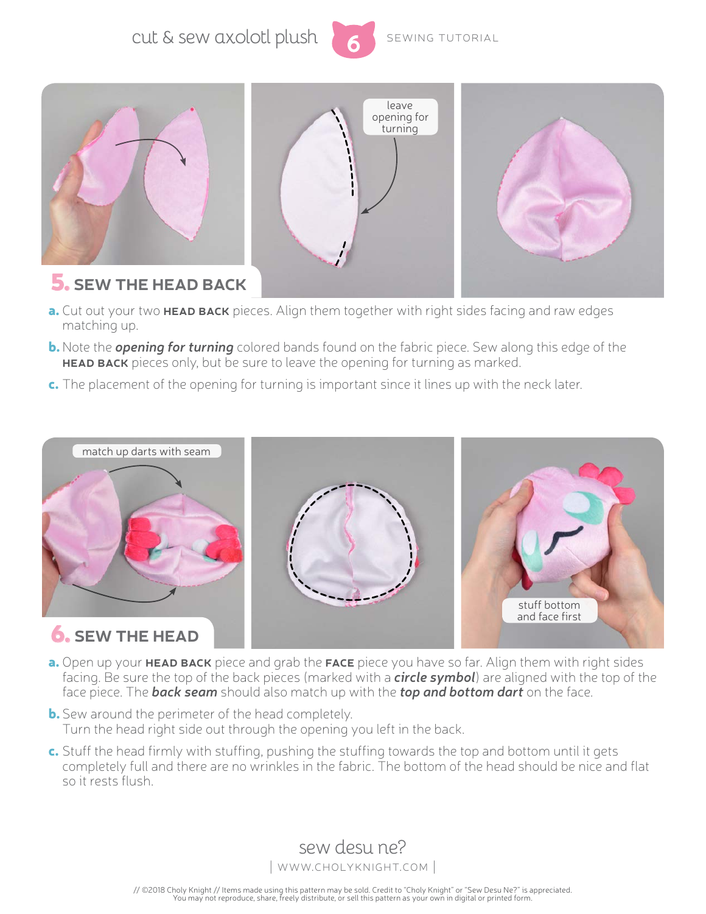## 5. SEW THE HEAD BACK

leave opening for turning

**a.** Cut out your two **HEAD BACK** pieces. Align them together with right sides facing and raw edges matching up.

**b.** Note the ***opening for turning*** colored bands found on the fabric piece. Sew along this edge of the **HEAD BACK** pieces only, but be sure to leave the opening for turning as marked.

**c.** The placement of the opening for turning is important since it lines up with the neck later.

## 6. SEW THE HEAD

match up darts with seam

stuff bottom and face first

**a.** Open up your **HEAD BACK** piece and grab the **FACE** piece you have so far. Align them with right sides facing. Be sure the top of the back pieces (marked with a ***circle symbol***) are aligned with the top of the face piece. The ***back seam*** should also match up with the ***top and bottom dart*** on the face.

**b.** Sew around the perimeter of the head completely.
Turn the head right side out through the opening you left in the back.

**c.** Stuff the head firmly with stuffing, pushing the stuffing towards the top and bottom until it gets completely full and there are no wrinkles in the fabric. The bottom of the head should be nice and flat so it rests flush.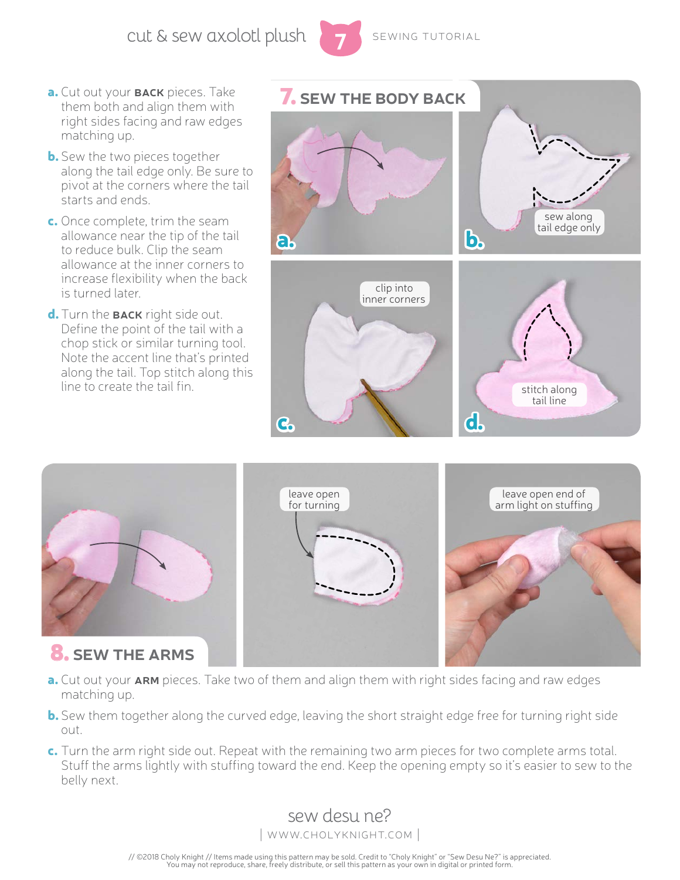## 7. SEW THE BODY BACK

**a.** Cut out your **BACK** pieces. Take them both and align them with right sides facing and raw edges matching up.

**b.** Sew the two pieces together along the tail edge only. Be sure to pivot at the corners where the tail starts and ends.

**c.** Once complete, trim the seam allowance near the tip of the tail to reduce bulk. Clip the seam allowance at the inner corners to increase flexibility when the back is turned later.

**d.** Turn the **BACK** right side out. Define the point of the tail with a chop stick or similar turning tool. Note the accent line that's printed along the tail. Top stitch along this line to create the tail fin.

sew along tail edge only

clip into inner corners

stitch along tail line

## 8. SEW THE ARMS

leave open for turning

leave open end of arm light on stuffing

**a.** Cut out your **ARM** pieces. Take two of them and align them with right sides facing and raw edges matching up.

**b.** Sew them together along the curved edge, leaving the short straight edge free for turning right side out.

**c.** Turn the arm right side out. Repeat with the remaining two arm pieces for two complete arms total. Stuff the arms lightly with stuffing toward the end. Keep the opening empty so it's easier to sew to the belly next.

sew desu ne?

| WWW.CHOLYKNIGHT.COM |

// ©2018 Choly Knight // Items made using this pattern may be sold. Credit to "Choly Knight" or "Sew Desu Ne?" is appreciated. You may not reproduce, share, freely distribute, or sell this pattern as your own in digital or printed form.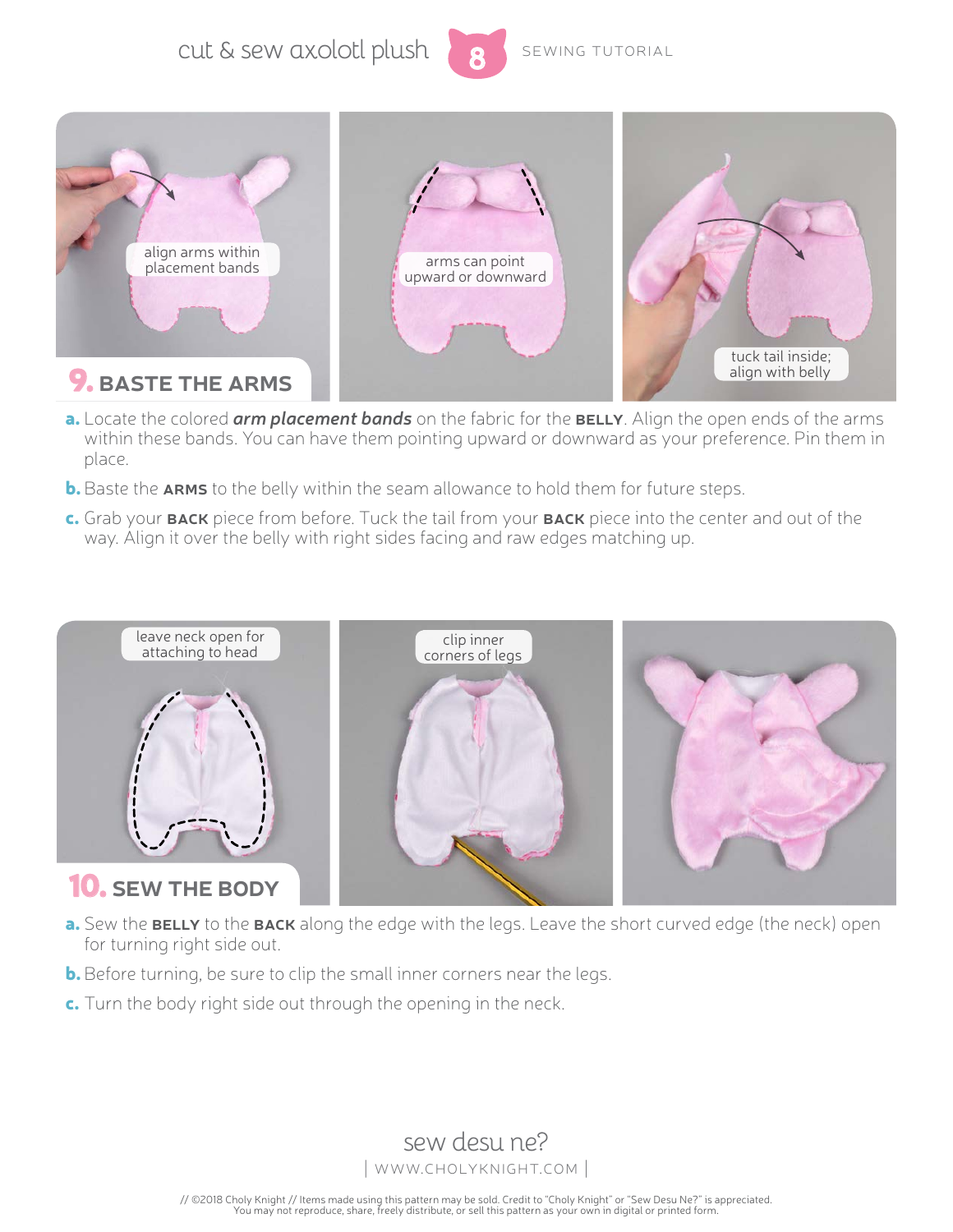## 9. BASTE THE ARMS

align arms within placement bands

arms can point upward or downward

tuck tail inside; align with belly

**a.** Locate the colored ***arm placement bands*** on the fabric for the **BELLY**. Align the open ends of the arms within these bands. You can have them pointing upward or downward as your preference. Pin them in place.

**b.** Baste the **ARMS** to the belly within the seam allowance to hold them for future steps.

**c.** Grab your **BACK** piece from before. Tuck the tail from your **BACK** piece into the center and out of the way. Align it over the belly with right sides facing and raw edges matching up.

## 10. SEW THE BODY

leave neck open for attaching to head

clip inner corners of legs

**a.** Sew the **BELLY** to the **BACK** along the edge with the legs. Leave the short curved edge (the neck) open for turning right side out.

**b.** Before turning, be sure to clip the small inner corners near the legs.

**c.** Turn the body right side out through the opening in the neck.

sew desu ne?

| WWW.CHOLYKNIGHT.COM |

// ©2018 Choly Knight // Items made using this pattern may be sold. Credit to "Choly Knight" or "Sew Desu Ne?" is appreciated.
You may not reproduce, share, freely distribute, or sell this pattern as your own in digital or printed form.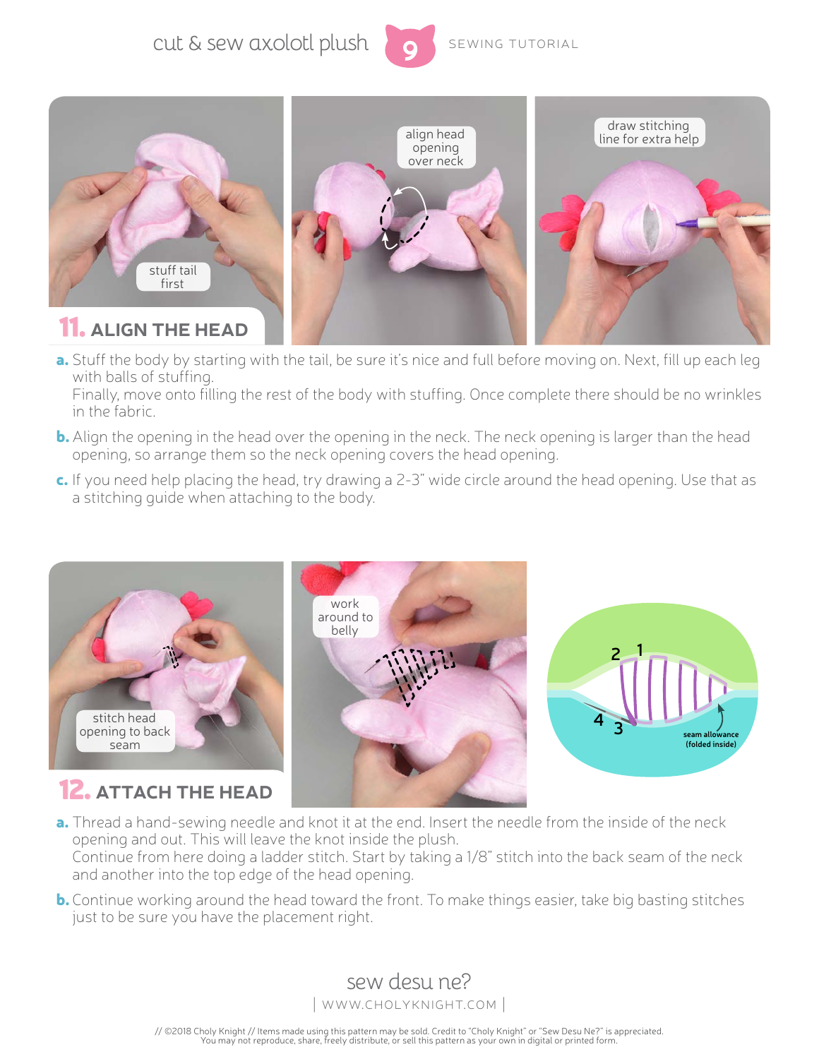## 11. ALIGN THE HEAD

stuff tail first

align head opening over neck

draw stitching line for extra help

**a.** Stuff the body by starting with the tail, be sure it's nice and full before moving on. Next, fill up each leg with balls of stuffing.
Finally, move onto filling the rest of the body with stuffing. Once complete there should be no wrinkles in the fabric.

**b.** Align the opening in the head over the opening in the neck. The neck opening is larger than the head opening, so arrange them so the neck opening covers the head opening.

**c.** If you need help placing the head, try drawing a 2-3" wide circle around the head opening. Use that as a stitching guide when attaching to the body.

## 12. ATTACH THE HEAD

stitch head opening to back seam

work around to belly

2 1

4 3

seam allowance (folded inside)

**a.** Thread a hand-sewing needle and knot it at the end. Insert the needle from the inside of the neck opening and out. This will leave the knot inside the plush.
Continue from here doing a ladder stitch. Start by taking a 1/8" stitch into the back seam of the neck and another into the top edge of the head opening.

**b.** Continue working around the head toward the front. To make things easier, take big basting stitches just to be sure you have the placement right.

sew desu ne?

| WWW.CHOLYKNIGHT.COM |

// ©2018 Choly Knight // Items made using this pattern may be sold. Credit to "Choly Knight" or "Sew Desu Ne?" is appreciated.
You may not reproduce, share, freely distribute, or sell this pattern as your own in digital or printed form.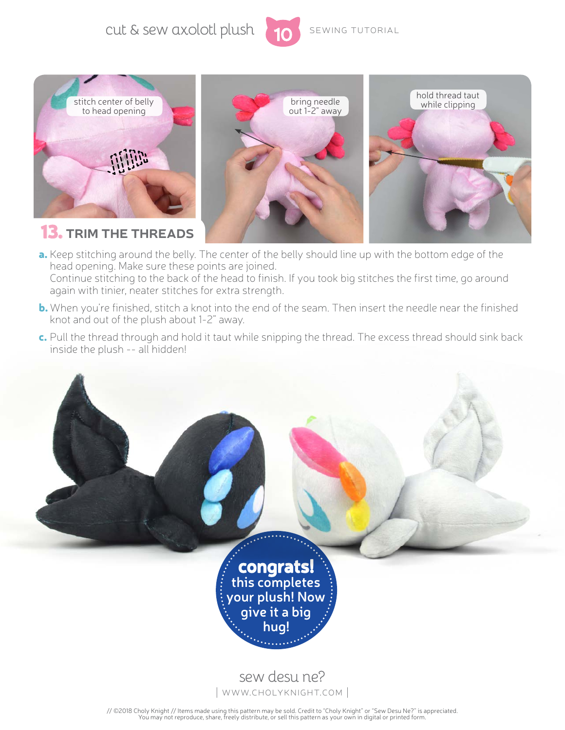## 13. TRIM THE THREADS

stitch center of belly to head opening

bring needle out 1-2" away

hold thread taut while clipping

**a.** Keep stitching around the belly. The center of the belly should line up with the bottom edge of the head opening. Make sure these points are joined.
Continue stitching to the back of the head to finish. If you took big stitches the first time, go around again with tinier, neater stitches for extra strength.

**b.** When you're finished, stitch a knot into the end of the seam. Then insert the needle near the finished knot and out of the plush about 1-2" away.

**c.** Pull the thread through and hold it taut while snipping the thread. The excess thread should sink back inside the plush -- all hidden!

**congrats!** this completes your plush! Now give it a big hug!

sew desu ne?

WWW.CHOLYKNIGHT.COM

// ©2018 Choly Knight // Items made using this pattern may be sold. Credit to "Choly Knight" or "Sew Desu Ne?" is appreciated. You may not reproduce, share, freely distribute, or sell this pattern as your own in digital or printed form.